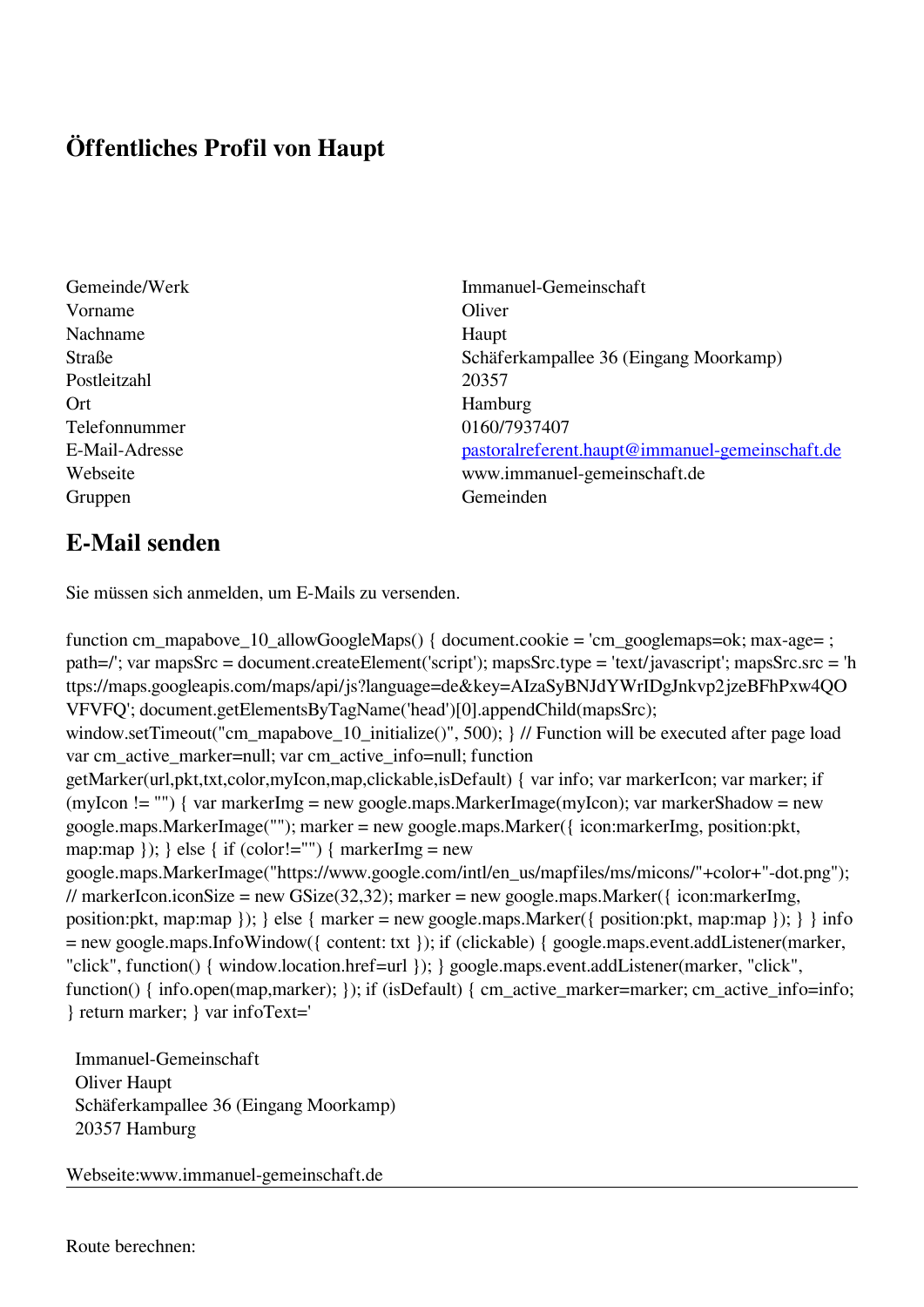# Öffentliches Profil von Haupt

| | |
|---|---|
| Gemeinde/Werk | Immanuel-Gemeinschaft |
| Vorname | Oliver |
| Nachname | Haupt |
| Straße | Schäferkampallee 36 (Eingang Moorkamp) |
| Postleitzahl | 20357 |
| Ort | Hamburg |
| Telefonnummer | 0160/7937407 |
| E-Mail-Adresse | pastoralreferent.haupt@immanuel-gemeinschaft.de |
| Webseite | www.immanuel-gemeinschaft.de |
| Gruppen | Gemeinden |

## E-Mail senden

Sie müssen sich anmelden, um E-Mails zu versenden.

```
function cm_mapabove_10_allowGoogleMaps() { document.cookie = 'cm_googlemaps=ok; max-age= ; path=/'; var mapsSrc = document.createElement('script'); mapsSrc.type = 'text/javascript'; mapsSrc.src = 'https://maps.googleapis.com/maps/api/js?language=de&key=AIzaSyBNJdYWrIDgJnkvp2jzeBFhPxw4QOVFVFQ'; document.getElementsByTagName('head')[0].appendChild(mapsSrc); window.setTimeout("cm_mapabove_10_initialize()", 500); } // Function will be executed after page load var cm_active_marker=null; var cm_active_info=null; function getMarker(url,pkt,txt,color,myIcon,map,clickable,isDefault) { var info; var markerIcon; var marker; if (myIcon != "") { var markerImg = new google.maps.MarkerImage(myIcon); var markerShadow = new google.maps.MarkerImage(""); marker = new google.maps.Marker({ icon:markerImg, position:pkt, map:map }); } else { if (color!="") { markerImg = new google.maps.MarkerImage("https://www.google.com/intl/en_us/mapfiles/ms/micons/"+color+"-dot.png"); // markerIcon.iconSize = new GSize(32,32); marker = new google.maps.Marker({ icon:markerImg, position:pkt, map:map }); } else { marker = new google.maps.Marker({ position:pkt, map:map }); } } info = new google.maps.InfoWindow({ content: txt }); if (clickable) { google.maps.event.addListener(marker, "click", function() { window.location.href=url }); } google.maps.event.addListener(marker, "click", function() { info.open(map,marker); }); if (isDefault) { cm_active_marker=marker; cm_active_info=info; } return marker; } var infoText='
```

Immanuel-Gemeinschaft
Oliver Haupt
Schäferkampallee 36 (Eingang Moorkamp)
20357 Hamburg

Webseite:www.immanuel-gemeinschaft.de

---

Route berechnen: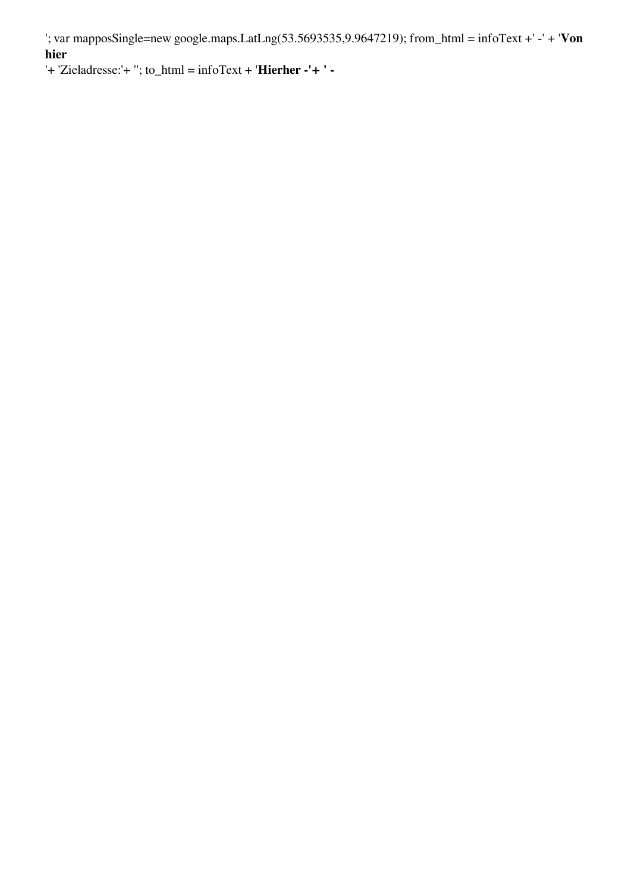'; var mapposSingle=new google.maps.LatLng(53.5693535,9.9647219); from_html = infoText +' -' + '**Von hier**

'+ 'Zieladresse:'+ ''; to_html = infoText + '**Hierher -'+ ' -**